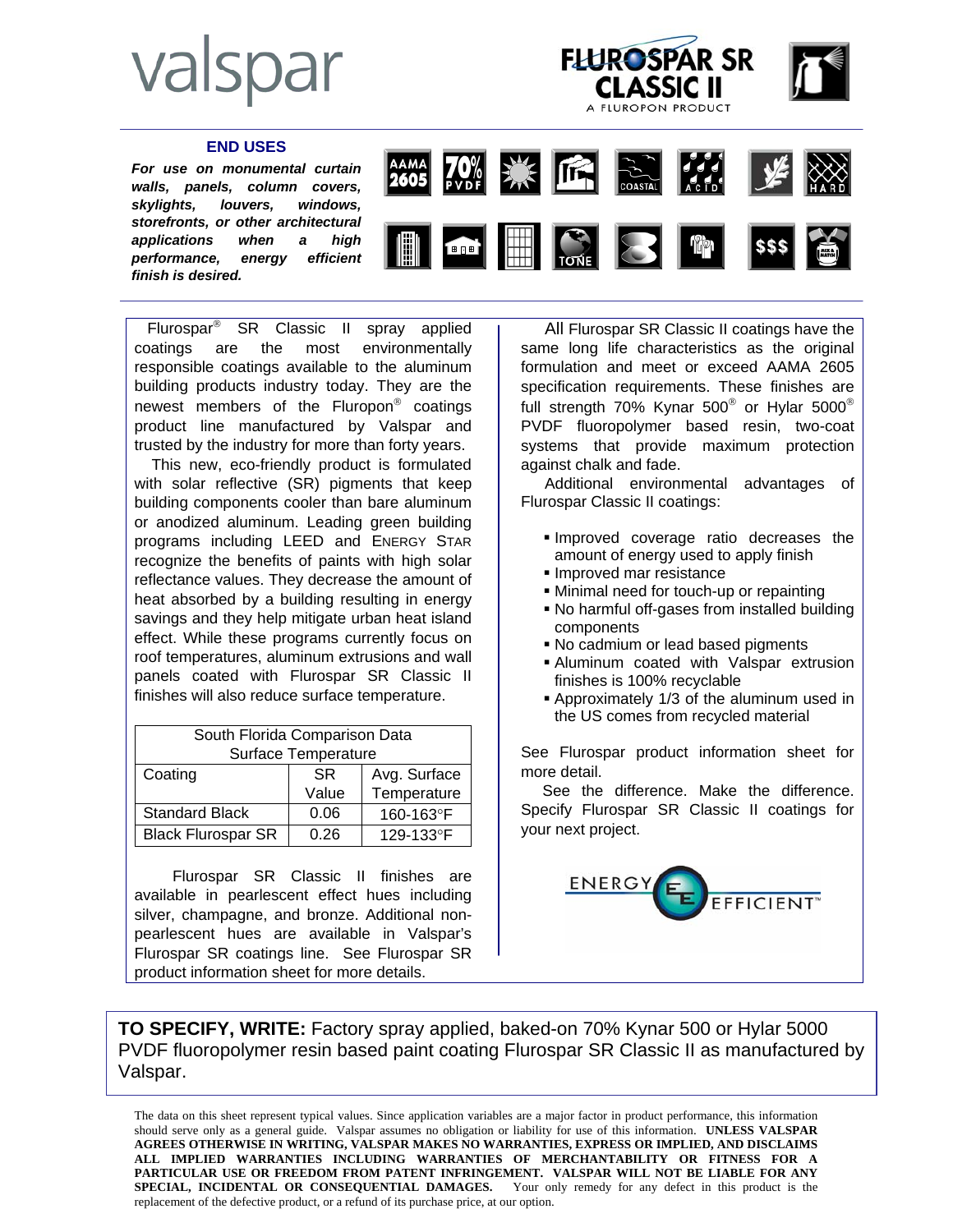valspar

FLUROSPAR SR CLASSIC II
A FLUROPON PRODUCT

## END USES

***For use on monumental curtain walls, panels, column covers, skylights, louvers, windows, storefronts, or other architectural applications when a high performance, energy efficient finish is desired.***

AAMA 2605 | 70% PVDF | COASTAL | ACID | HARD | TONE | $$$ | MIX & MATCH

Flurospar® SR Classic II spray applied coatings are the most environmentally responsible coatings available to the aluminum building products industry today. They are the newest members of the Fluropon® coatings product line manufactured by Valspar and trusted by the industry for more than forty years.

This new, eco-friendly product is formulated with solar reflective (SR) pigments that keep building components cooler than bare aluminum or anodized aluminum. Leading green building programs including LEED and ENERGY STAR recognize the benefits of paints with high solar reflectance values. They decrease the amount of heat absorbed by a building resulting in energy savings and they help mitigate urban heat island effect. While these programs currently focus on roof temperatures, aluminum extrusions and wall panels coated with Flurospar SR Classic II finishes will also reduce surface temperature.

| South Florida Comparison Data Surface Temperature | | |
|---|---|---|
| Coating | SR Value | Avg. Surface Temperature |
| Standard Black | 0.06 | 160-163°F |
| Black Flurospar SR | 0.26 | 129-133°F |

Flurospar SR Classic II finishes are available in pearlescent effect hues including silver, champagne, and bronze. Additional non-pearlescent hues are available in Valspar's Flurospar SR coatings line. See Flurospar SR product information sheet for more details.

All Flurospar SR Classic II coatings have the same long life characteristics as the original formulation and meet or exceed AAMA 2605 specification requirements. These finishes are full strength 70% Kynar 500® or Hylar 5000® PVDF fluoropolymer based resin, two-coat systems that provide maximum protection against chalk and fade.

Additional environmental advantages of Flurospar Classic II coatings:

- Improved coverage ratio decreases the amount of energy used to apply finish
- Improved mar resistance
- Minimal need for touch-up or repainting
- No harmful off-gases from installed building components
- No cadmium or lead based pigments
- Aluminum coated with Valspar extrusion finishes is 100% recyclable
- Approximately 1/3 of the aluminum used in the US comes from recycled material

See Flurospar product information sheet for more detail.

See the difference. Make the difference. Specify Flurospar SR Classic II coatings for your next project.

ENERGY EFFICIENT™

**TO SPECIFY, WRITE:** Factory spray applied, baked-on 70% Kynar 500 or Hylar 5000 PVDF fluoropolymer resin based paint coating Flurospar SR Classic II as manufactured by Valspar.

The data on this sheet represent typical values. Since application variables are a major factor in product performance, this information should serve only as a general guide. Valspar assumes no obligation or liability for use of this information. **UNLESS VALSPAR AGREES OTHERWISE IN WRITING, VALSPAR MAKES NO WARRANTIES, EXPRESS OR IMPLIED, AND DISCLAIMS ALL IMPLIED WARRANTIES INCLUDING WARRANTIES OF MERCHANTABILITY OR FITNESS FOR A PARTICULAR USE OR FREEDOM FROM PATENT INFRINGEMENT. VALSPAR WILL NOT BE LIABLE FOR ANY SPECIAL, INCIDENTAL OR CONSEQUENTIAL DAMAGES.** Your only remedy for any defect in this product is the replacement of the defective product, or a refund of its purchase price, at our option.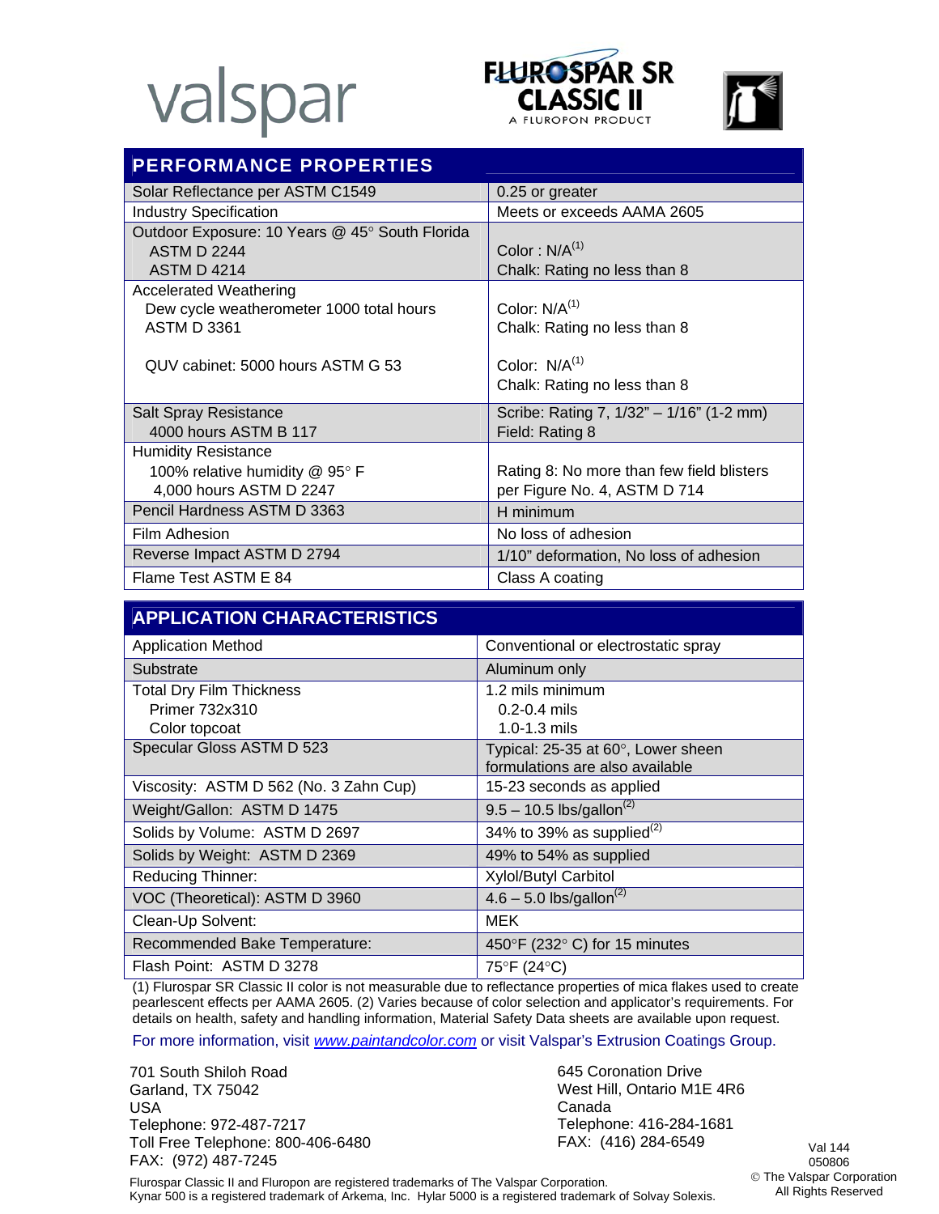valspar

FLUROSPAR SR CLASSIC II

A FLUROPON PRODUCT

## PERFORMANCE PROPERTIES

| | |
|---|---|
| Solar Reflectance per ASTM C1549 | 0.25 or greater |
| Industry Specification | Meets or exceeds AAMA 2605 |
| Outdoor Exposure: 10 Years @ 45° South Florida<br>ASTM D 2244<br>ASTM D 4214 | Color : N/A[(1)]<br>Chalk: Rating no less than 8 |
| Accelerated Weathering<br>Dew cycle weatherometer 1000 total hours<br>ASTM D 3361<br><br>QUV cabinet: 5000 hours ASTM G 53 | Color: N/A[(1)]<br>Chalk: Rating no less than 8<br><br>Color: N/A[(1)]<br>Chalk: Rating no less than 8 |
| Salt Spray Resistance<br>4000 hours ASTM B 117 | Scribe: Rating 7, 1/32" – 1/16" (1-2 mm)<br>Field: Rating 8 |
| Humidity Resistance<br>100% relative humidity @ 95° F<br>4,000 hours ASTM D 2247 | Rating 8: No more than few field blisters per Figure No. 4, ASTM D 714 |
| Pencil Hardness ASTM D 3363 | H minimum |
| Film Adhesion | No loss of adhesion |
| Reverse Impact ASTM D 2794 | 1/10" deformation, No loss of adhesion |
| Flame Test ASTM E 84 | Class A coating |

## APPLICATION CHARACTERISTICS

| | |
|---|---|
| Application Method | Conventional or electrostatic spray |
| Substrate | Aluminum only |
| Total Dry Film Thickness<br>Primer 732x310<br>Color topcoat | 1.2 mils minimum<br>0.2-0.4 mils<br>1.0-1.3 mils |
| Specular Gloss ASTM D 523 | Typical: 25-35 at 60°, Lower sheen formulations are also available |
| Viscosity: ASTM D 562 (No. 3 Zahn Cup) | 15-23 seconds as applied |
| Weight/Gallon: ASTM D 1475 | 9.5 – 10.5 lbs/gallon[(2)] |
| Solids by Volume: ASTM D 2697 | 34% to 39% as supplied[(2)] |
| Solids by Weight: ASTM D 2369 | 49% to 54% as supplied |
| Reducing Thinner: | Xylol/Butyl Carbitol |
| VOC (Theoretical): ASTM D 3960 | 4.6 – 5.0 lbs/gallon[(2)] |
| Clean-Up Solvent: | MEK |
| Recommended Bake Temperature: | 450°F (232° C) for 15 minutes |
| Flash Point: ASTM D 3278 | 75°F (24°C) |

(1) Flurospar SR Classic II color is not measurable due to reflectance properties of mica flakes used to create pearlescent effects per AAMA 2605. (2) Varies because of color selection and applicator's requirements. For details on health, safety and handling information, Material Safety Data sheets are available upon request.

For more information, visit *www.paintandcolor.com* or visit Valspar's Extrusion Coatings Group.

701 South Shiloh Road
Garland, TX 75042
USA
Telephone: 972-487-7217
Toll Free Telephone: 800-406-6480
FAX: (972) 487-7245

645 Coronation Drive
West Hill, Ontario M1E 4R6
Canada
Telephone: 416-284-1681
FAX: (416) 284-6549

Val 144
050806
© The Valspar Corporation
All Rights Reserved

Flurospar Classic II and Fluropon are registered trademarks of The Valspar Corporation.
Kynar 500 is a registered trademark of Arkema, Inc. Hylar 5000 is a registered trademark of Solvay Solexis.